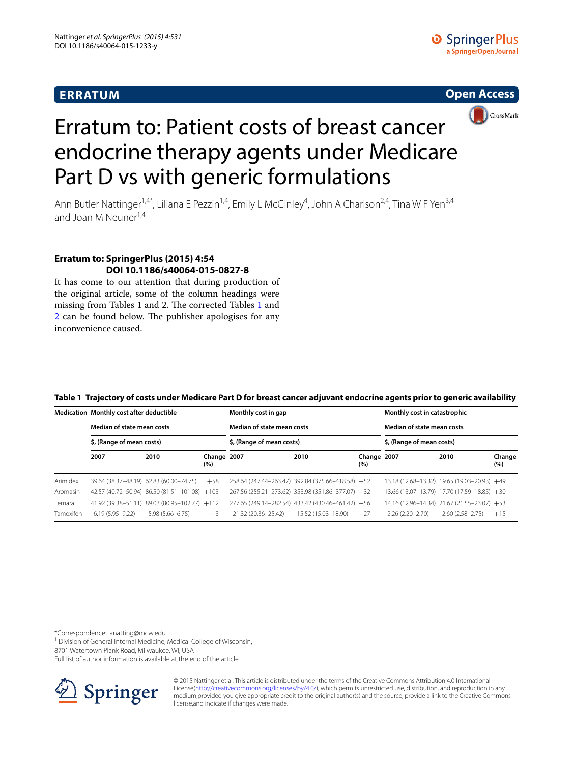**ERRATUM** **Open Access**

# Erratum to: Patient costs of breast cancer endocrine therapy agents under Medicare Part D vs with generic formulations

Ann Butler Nattinger[1,4*], Liliana E Pezzin[1,4], Emily L McGinley[4], John A Charlson[2,4], Tina W F Yen[3,4] and Joan M Neuner[1,4]

**Erratum to: SpringerPlus (2015) 4:54 DOI 10.1186/s40064-015-0827-8**

It has come to our attention that during production of the original article, some of the column headings were missing from Tables 1 and 2. The corrected Tables 1 and 2 can be found below. The publisher apologises for any inconvenience caused.

**Table 1 Trajectory of costs under Medicare Part D for breast cancer adjuvant endocrine agents prior to generic availability**

| Medication | Monthly cost after deductible | | | Monthly cost in gap | | | Monthly cost in catastrophic | | |
|---|---|---|---|---|---|---|---|---|---|
| | Median of state mean costs | | | Median of state mean costs | | | Median of state mean costs | | |
| | $, (Range of mean costs) | | | $, (Range of mean costs) | | | $, (Range of mean costs) | | |
| | 2007 | 2010 | Change (%) | 2007 | 2010 | Change (%) | 2007 | 2010 | Change (%) |
| Arimidex | 39.64 (38.37–48.19) | 62.83 (60.00–74.75) | +58 | 258.64 (247.44–263.47) | 392.84 (375.66–418.58) | +52 | 13.18 (12.68–13.32) | 19.65 (19.03–20.93) | +49 |
| Aromasin | 42.57 (40.72–50.94) | 86.50 (81.51–101.08) | +103 | 267.56 (255.21–273.62) | 353.98 (351.86–377.07) | +32 | 13.66 (13.07–13.79) | 17.70 (17.59–18.85) | +30 |
| Femara | 41.92 (39.38–51.11) | 89.03 (80.95–102.77) | +112 | 277.65 (249.14–282.54) | 433.42 (430.46–461.42) | +56 | 14.16 (12.96–14.34) | 21.67 (21.55–23.07) | +53 |
| Tamoxifen | 6.19 (5.95–9.22) | 5.98 (5.66–6.75) | −3 | 21.32 (20.36–25.42) | 15.52 (15.03–18.90) | −27 | 2.26 (2.20–2.70) | 2.60 (2.58–2.75) | +15 |

*Correspondence: anatting@mcw.edu
[1] Division of General Internal Medicine, Medical College of Wisconsin, 8701 Watertown Plank Road, Milwaukee, WI, USA
Full list of author information is available at the end of the article

© 2015 Nattinger et al. This article is distributed under the terms of the Creative Commons Attribution 4.0 International License(http://creativecommons.org/licenses/by/4.0/), which permits unrestricted use, distribution, and reproduction in any medium,provided you give appropriate credit to the original author(s) and the source, provide a link to the Creative Commons license,and indicate if changes were made.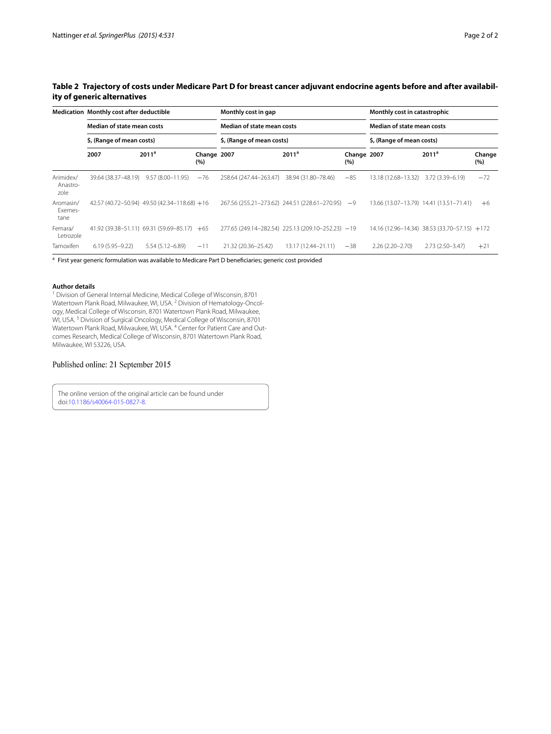**Table 2 Trajectory of costs under Medicare Part D for breast cancer adjuvant endocrine agents before and after availability of generic alternatives**

| Medication | Monthly cost after deductible | | | Monthly cost in gap | | | Monthly cost in catastrophic | | |
|---|---|---|---|---|---|---|---|---|---|
| | Median of state mean costs | | | Median of state mean costs | | | Median of state mean costs | | |
| | $, (Range of mean costs) | | | $, (Range of mean costs) | | | $, (Range of mean costs) | | |
| | 2007 | 2011[a] | Change (%) | 2007 | 2011[a] | Change (%) | 2007 | 2011[a] | Change (%) |
| Arimidex/Anastrozole | 39.64 (38.37–48.19) | 9.57 (8.00–11.95) | −76 | 258.64 (247.44–263.47) | 38.94 (31.80–78.46) | −85 | 13.18 (12.68–13.32) | 3.72 (3.39–6.19) | −72 |
| Aromasin/Exemestane | 42.57 (40.72–50.94) | 49.50 (42.34–118.68) | +16 | 267.56 (255.21–273.62) | 244.51 (228.61–270.95) | −9 | 13.66 (13.07–13.79) | 14.41 (13.51–71.41) | +6 |
| Femara/Letrozole | 41.92 (39.38–51.11) | 69.31 (59.69–85.17) | +65 | 277.65 (249.14–282.54) | 225.13 (209.10–252.23) | −19 | 14.16 (12.96–14.34) | 38.53 (33.70–57.15) | +172 |
| Tamoxifen | 6.19 (5.95–9.22) | 5.54 (5.12–6.89) | −11 | 21.32 (20.36–25.42) | 13.17 (12.44–21.11) | −38 | 2.26 (2.20–2.70) | 2.73 (2.50–3.47) | +21 |

[a] First year generic formulation was available to Medicare Part D beneficiaries; generic cost provided

**Author details**

[1] Division of General Internal Medicine, Medical College of Wisconsin, 8701 Watertown Plank Road, Milwaukee, WI, USA. [2] Division of Hematology-Oncology, Medical College of Wisconsin, 8701 Watertown Plank Road, Milwaukee, WI, USA. [3] Division of Surgical Oncology, Medical College of Wisconsin, 8701 Watertown Plank Road, Milwaukee, WI, USA. [4] Center for Patient Care and Outcomes Research, Medical College of Wisconsin, 8701 Watertown Plank Road, Milwaukee, WI 53226, USA.

Published online: 21 September 2015

The online version of the original article can be found under doi:10.1186/s40064-015-0827-8.